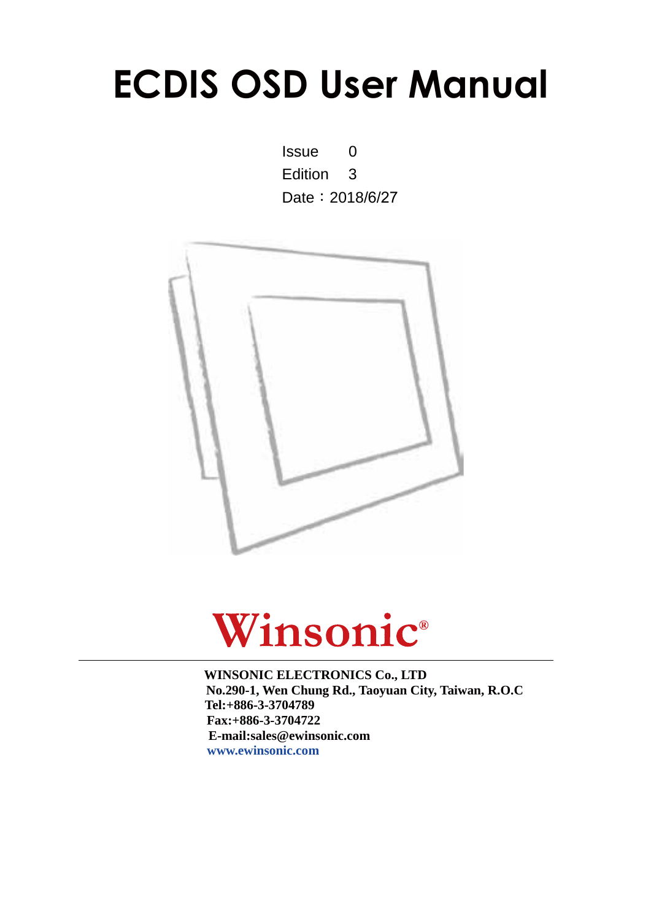# ECDIS OSD User Manual

Issue 0

Edition 3

Date：2018/6/27

Winsonic®

**WINSONIC ELECTRONICS Co., LTD**

**No.290-1, Wen Chung Rd., Taoyuan City, Taiwan, R.O.C**

**Tel:+886-3-3704789**

**Fax:+886-3-3704722**

**E-mail:sales@ewinsonic.com**

**www.ewinsonic.com**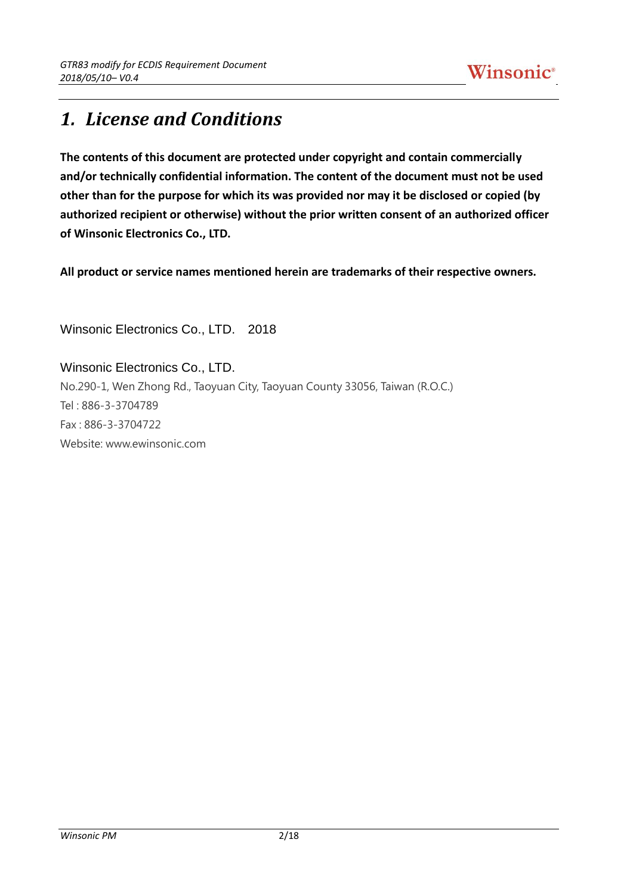# *1. License and Conditions*

**The contents of this document are protected under copyright and contain commercially and/or technically confidential information. The content of the document must not be used other than for the purpose for which its was provided nor may it be disclosed or copied (by authorized recipient or otherwise) without the prior written consent of an authorized officer of Winsonic Electronics Co., LTD.**

**All product or service names mentioned herein are trademarks of their respective owners.**

Winsonic Electronics Co., LTD. 2018

Winsonic Electronics Co., LTD.
No.290-1, Wen Zhong Rd., Taoyuan City, Taoyuan County 33056, Taiwan (R.O.C.)
Tel : 886-3-3704789
Fax : 886-3-3704722
Website: www.ewinsonic.com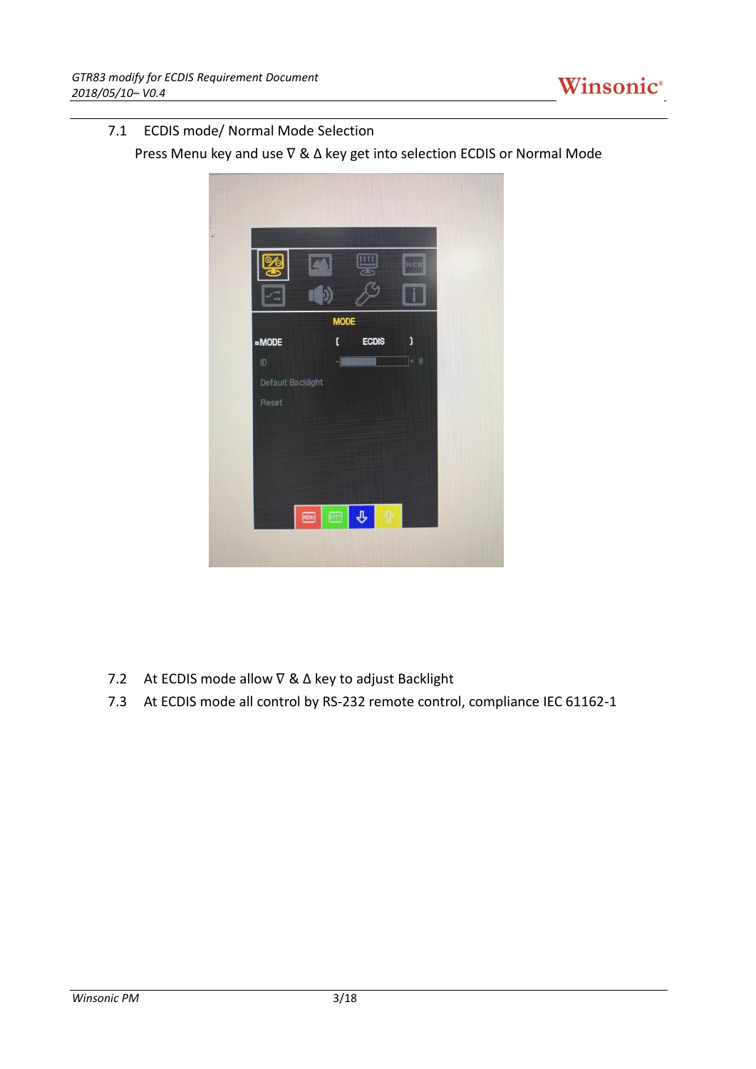7.1 ECDIS mode/ Normal Mode Selection

Press Menu key and use ∇ & ∆ key get into selection ECDIS or Normal Mode

7.2 At ECDIS mode allow ∇ & ∆ key to adjust Backlight

7.3 At ECDIS mode all control by RS-232 remote control, compliance IEC 61162-1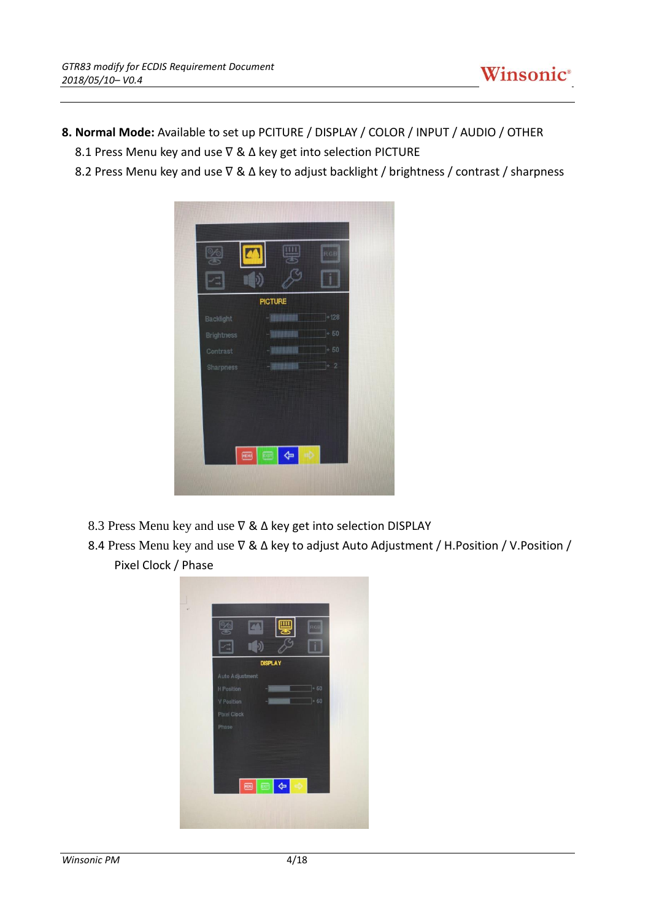**8. Normal Mode:** Available to set up PCITURE / DISPLAY / COLOR / INPUT / AUDIO / OTHER

8.1 Press Menu key and use ∇ & Δ key get into selection PICTURE

8.2 Press Menu key and use ∇ & Δ key to adjust backlight / brightness / contrast / sharpness

8.3 Press Menu key and use ∇ & Δ key get into selection DISPLAY

8.4 Press Menu key and use ∇ & Δ key to adjust Auto Adjustment / H.Position / V.Position / Pixel Clock / Phase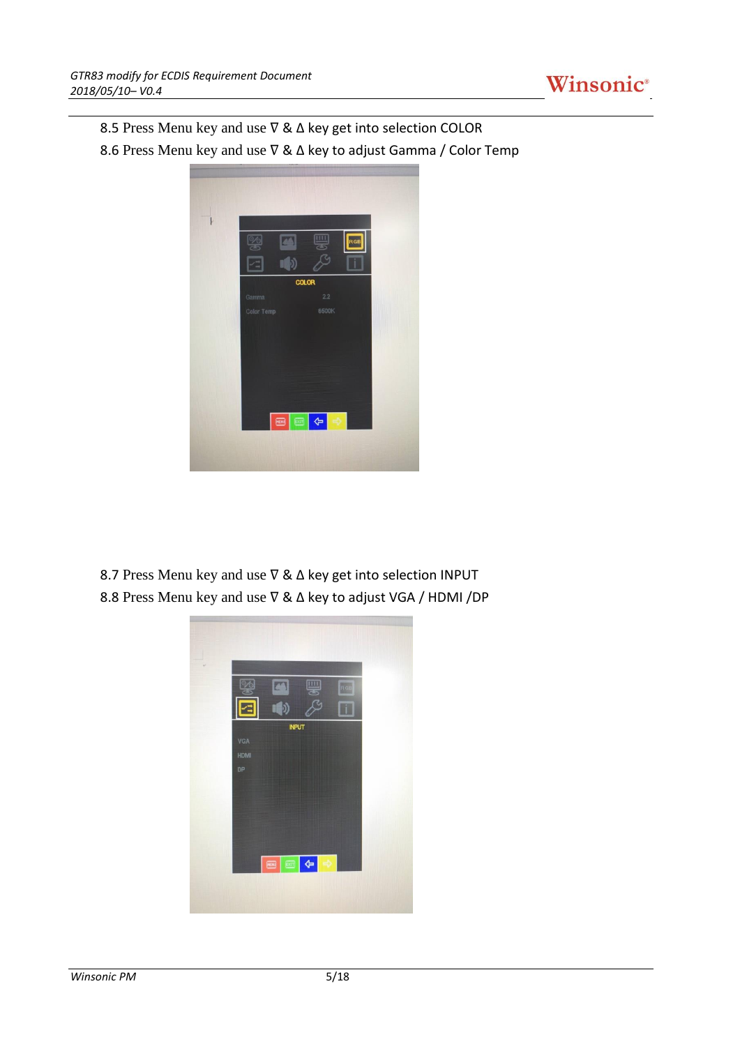8.5 Press Menu key and use ∇ & Δ key get into selection COLOR

8.6 Press Menu key and use ∇ & Δ key to adjust Gamma / Color Temp

8.7 Press Menu key and use ∇ & Δ key get into selection INPUT

8.8 Press Menu key and use ∇ & Δ key to adjust VGA / HDMI /DP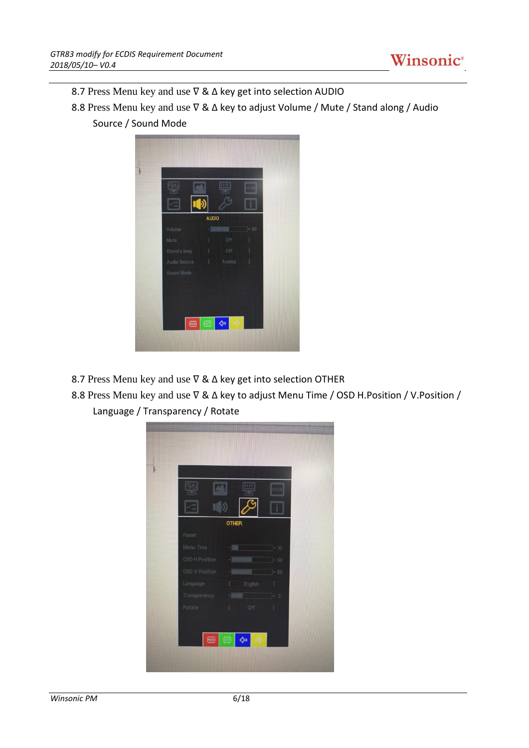8.7 Press Menu key and use ∇ & Δ key get into selection AUDIO

8.8 Press Menu key and use ∇ & Δ key to adjust Volume / Mute / Stand along / Audio Source / Sound Mode

8.7 Press Menu key and use ∇ & Δ key get into selection OTHER

8.8 Press Menu key and use ∇ & Δ key to adjust Menu Time / OSD H.Position / V.Position / Language / Transparency / Rotate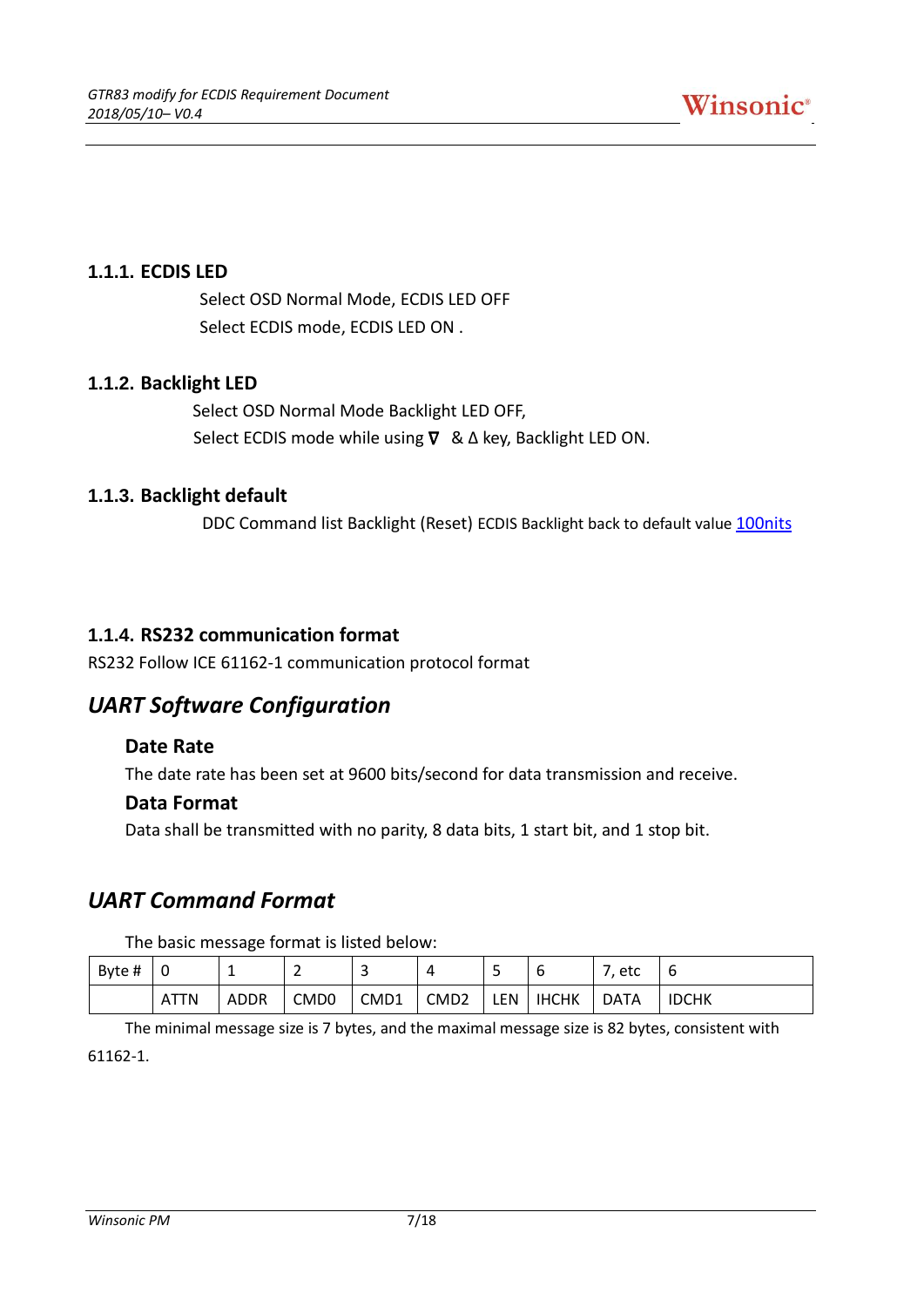### 1.1.1. ECDIS LED

Select OSD Normal Mode, ECDIS LED OFF

Select ECDIS mode, ECDIS LED ON .

### 1.1.2. Backlight LED

Select OSD Normal Mode Backlight LED OFF,

Select ECDIS mode while using ∇ & Δ key, Backlight LED ON.

### 1.1.3. Backlight default

DDC Command list Backlight (Reset) ECDIS Backlight back to default value 100nits

### 1.1.4. RS232 communication format

RS232 Follow ICE 61162-1 communication protocol format

## *UART Software Configuration*

### Date Rate

The date rate has been set at 9600 bits/second for data transmission and receive.

### Data Format

Data shall be transmitted with no parity, 8 data bits, 1 start bit, and 1 stop bit.

## *UART Command Format*

The basic message format is listed below:

| Byte # | 0 | 1 | 2 | 3 | 4 | 5 | 6 | 7, etc | 6 |
|---|---|---|---|---|---|---|---|---|---|
| | ATTN | ADDR | CMD0 | CMD1 | CMD2 | LEN | IHCHK | DATA | IDCHK |

The minimal message size is 7 bytes, and the maximal message size is 82 bytes, consistent with 61162-1.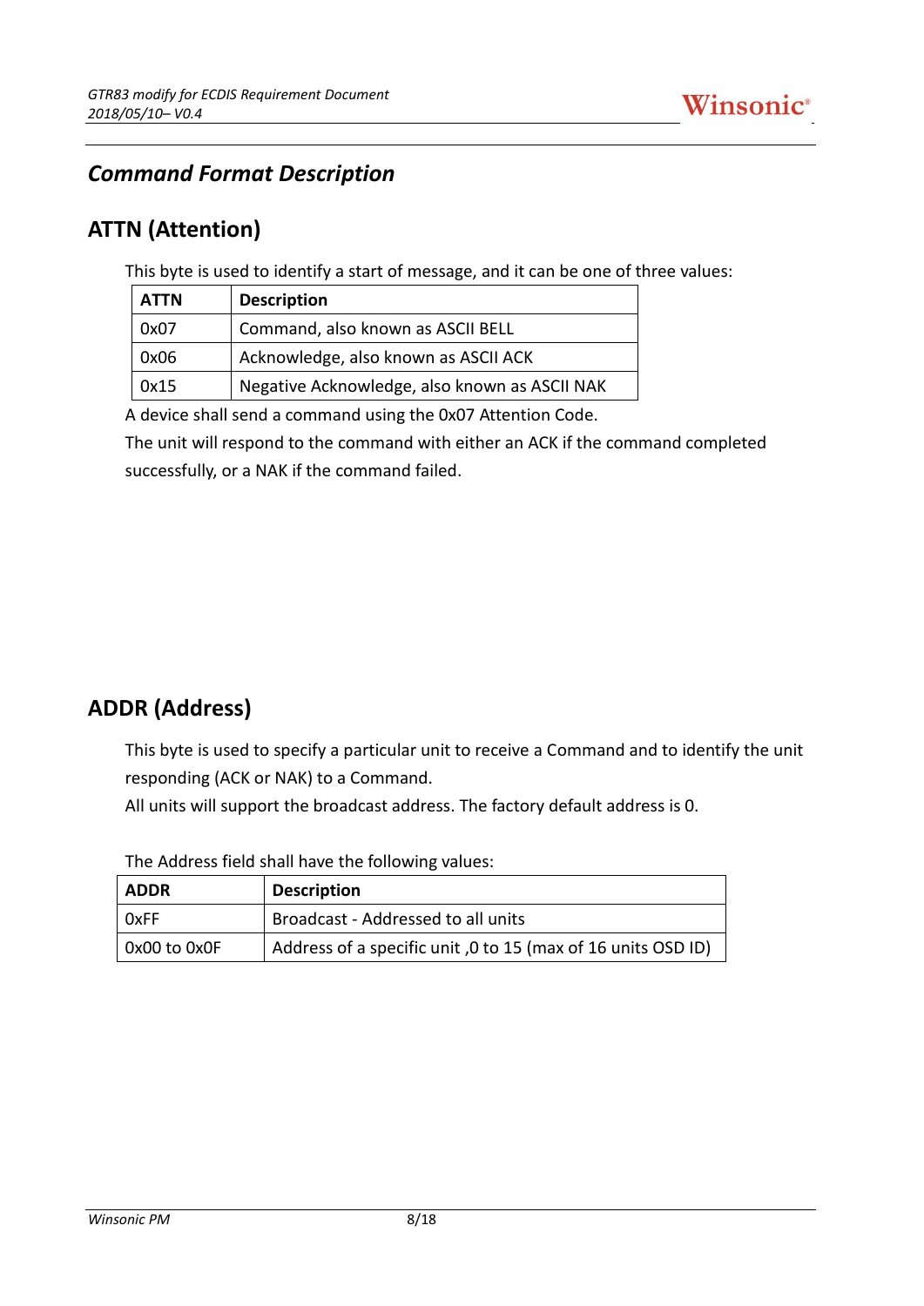## *Command Format Description*

## ATTN (Attention)

This byte is used to identify a start of message, and it can be one of three values:

| ATTN | Description |
|---|---|
| 0x07 | Command, also known as ASCII BELL |
| 0x06 | Acknowledge, also known as ASCII ACK |
| 0x15 | Negative Acknowledge, also known as ASCII NAK |

A device shall send a command using the 0x07 Attention Code.

The unit will respond to the command with either an ACK if the command completed successfully, or a NAK if the command failed.

## ADDR (Address)

This byte is used to specify a particular unit to receive a Command and to identify the unit responding (ACK or NAK) to a Command.

All units will support the broadcast address. The factory default address is 0.

The Address field shall have the following values:

| ADDR | Description |
|---|---|
| 0xFF | Broadcast - Addressed to all units |
| 0x00 to 0x0F | Address of a specific unit ,0 to 15 (max of 16 units OSD ID) |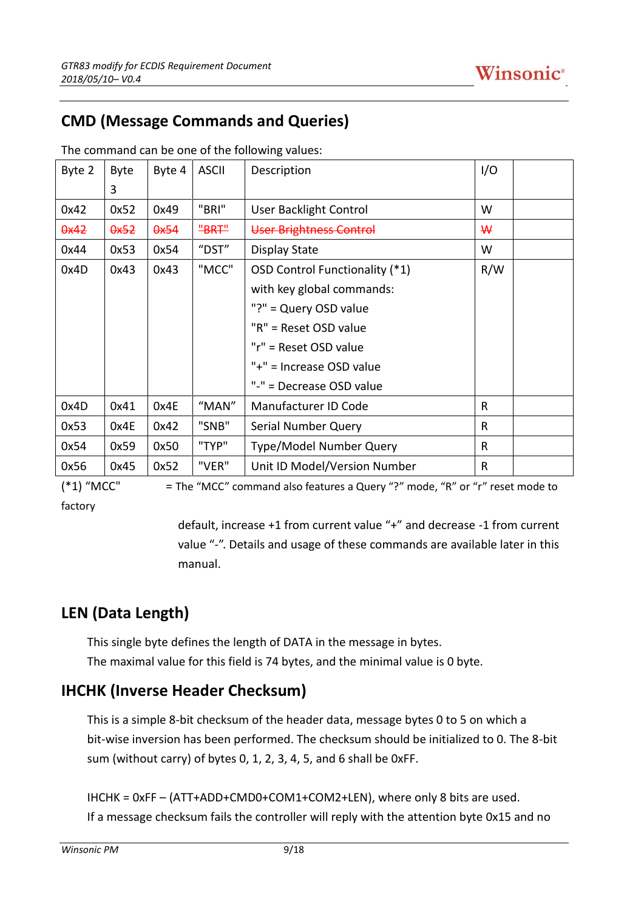## CMD (Message Commands and Queries)

The command can be one of the following values:

| Byte 2 | Byte 3 | Byte 4 | ASCII | Description | I/O | |
|---|---|---|---|---|---|---|
| 0x42 | 0x52 | 0x49 | "BRI" | User Backlight Control | W | |
| ~~0x42~~ | ~~0x52~~ | ~~0x54~~ | ~~"BRT"~~ | ~~User Brightness Control~~ | ~~W~~ | |
| 0x44 | 0x53 | 0x54 | "DST" | Display State | W | |
| 0x4D | 0x43 | 0x43 | "MCC" | OSD Control Functionality (*1) with key global commands: "?" = Query OSD value "R" = Reset OSD value "r" = Reset OSD value "+" = Increase OSD value "-" = Decrease OSD value | R/W | |
| 0x4D | 0x41 | 0x4E | "MAN" | Manufacturer ID Code | R | |
| 0x53 | 0x4E | 0x42 | "SNB" | Serial Number Query | R | |
| 0x54 | 0x59 | 0x50 | "TYP" | Type/Model Number Query | R | |
| 0x56 | 0x45 | 0x52 | "VER" | Unit ID Model/Version Number | R | |

(*1) "MCC" = The "MCC" command also features a Query "?" mode, "R" or "r" reset mode to factory default, increase +1 from current value "+" and decrease -1 from current value "-". Details and usage of these commands are available later in this manual.

## LEN (Data Length)

This single byte defines the length of DATA in the message in bytes.
The maximal value for this field is 74 bytes, and the minimal value is 0 byte.

## IHCHK (Inverse Header Checksum)

This is a simple 8-bit checksum of the header data, message bytes 0 to 5 on which a bit-wise inversion has been performed. The checksum should be initialized to 0. The 8-bit sum (without carry) of bytes 0, 1, 2, 3, 4, 5, and 6 shall be 0xFF.

IHCHK = 0xFF – (ATT+ADD+CMD0+COM1+COM2+LEN), where only 8 bits are used.
If a message checksum fails the controller will reply with the attention byte 0x15 and no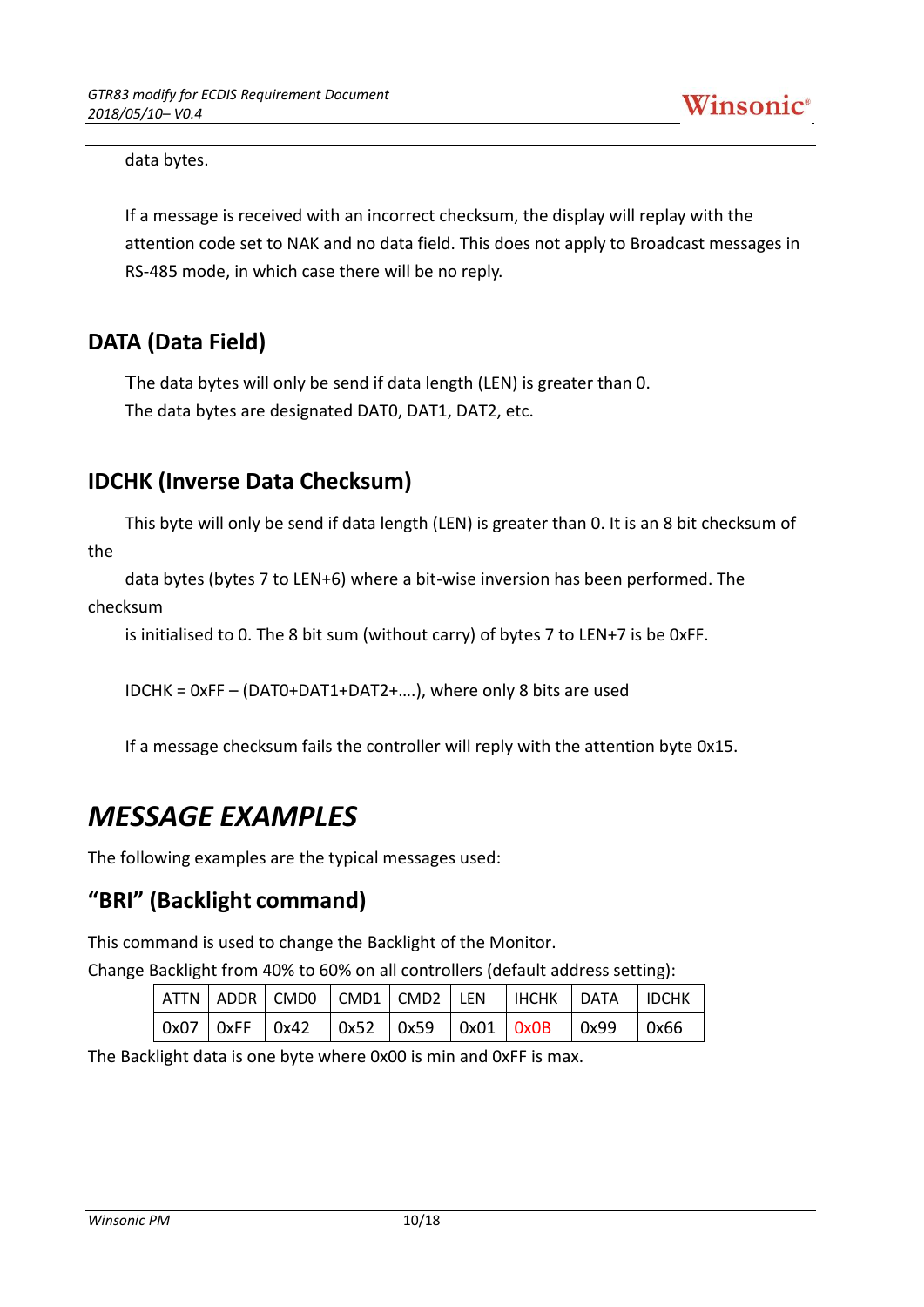data bytes.

If a message is received with an incorrect checksum, the display will replay with the attention code set to NAK and no data field. This does not apply to Broadcast messages in RS-485 mode, in which case there will be no reply.

## DATA (Data Field)

The data bytes will only be send if data length (LEN) is greater than 0.
The data bytes are designated DAT0, DAT1, DAT2, etc.

## IDCHK (Inverse Data Checksum)

This byte will only be send if data length (LEN) is greater than 0. It is an 8 bit checksum of the

data bytes (bytes 7 to LEN+6) where a bit-wise inversion has been performed. The checksum

is initialised to 0. The 8 bit sum (without carry) of bytes 7 to LEN+7 is be 0xFF.

IDCHK = 0xFF – (DAT0+DAT1+DAT2+….), where only 8 bits are used

If a message checksum fails the controller will reply with the attention byte 0x15.

# *MESSAGE EXAMPLES*

The following examples are the typical messages used:

## "BRI" (Backlight command)

This command is used to change the Backlight of the Monitor.
Change Backlight from 40% to 60% on all controllers (default address setting):

| ATTN | ADDR | CMD0 | CMD1 | CMD2 | LEN | IHCHK | DATA | IDCHK |
|---|---|---|---|---|---|---|---|---|
| 0x07 | 0xFF | 0x42 | 0x52 | 0x59 | 0x01 | 0x0B | 0x99 | 0x66 |

The Backlight data is one byte where 0x00 is min and 0xFF is max.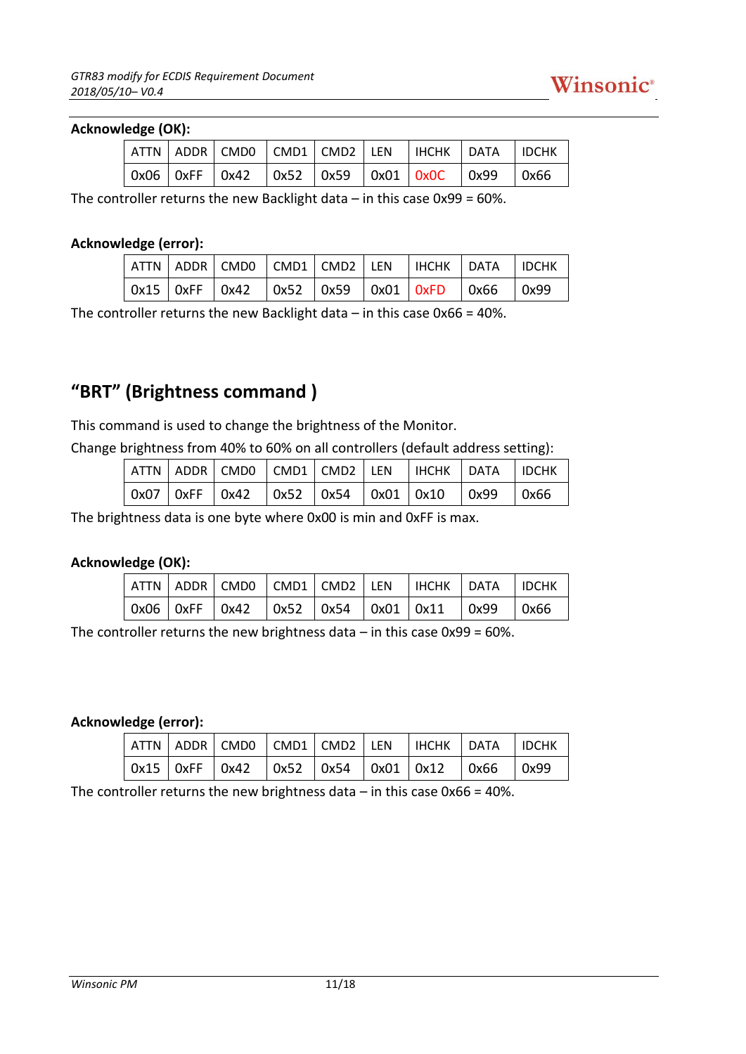**Acknowledge (OK):**

| ATTN | ADDR | CMD0 | CMD1 | CMD2 | LEN | IHCHK | DATA | IDCHK |
|---|---|---|---|---|---|---|---|---|
| 0x06 | 0xFF | 0x42 | 0x52 | 0x59 | 0x01 | 0x0C | 0x99 | 0x66 |

The controller returns the new Backlight data – in this case 0x99 = 60%.

**Acknowledge (error):**

| ATTN | ADDR | CMD0 | CMD1 | CMD2 | LEN | IHCHK | DATA | IDCHK |
|---|---|---|---|---|---|---|---|---|
| 0x15 | 0xFF | 0x42 | 0x52 | 0x59 | 0x01 | 0xFD | 0x66 | 0x99 |

The controller returns the new Backlight data – in this case 0x66 = 40%.

## "BRT" (Brightness command )

This command is used to change the brightness of the Monitor.

Change brightness from 40% to 60% on all controllers (default address setting):

| ATTN | ADDR | CMD0 | CMD1 | CMD2 | LEN | IHCHK | DATA | IDCHK |
|---|---|---|---|---|---|---|---|---|
| 0x07 | 0xFF | 0x42 | 0x52 | 0x54 | 0x01 | 0x10 | 0x99 | 0x66 |

The brightness data is one byte where 0x00 is min and 0xFF is max.

**Acknowledge (OK):**

| ATTN | ADDR | CMD0 | CMD1 | CMD2 | LEN | IHCHK | DATA | IDCHK |
|---|---|---|---|---|---|---|---|---|
| 0x06 | 0xFF | 0x42 | 0x52 | 0x54 | 0x01 | 0x11 | 0x99 | 0x66 |

The controller returns the new brightness data – in this case 0x99 = 60%.

**Acknowledge (error):**

| ATTN | ADDR | CMD0 | CMD1 | CMD2 | LEN | IHCHK | DATA | IDCHK |
|---|---|---|---|---|---|---|---|---|
| 0x15 | 0xFF | 0x42 | 0x52 | 0x54 | 0x01 | 0x12 | 0x66 | 0x99 |

The controller returns the new brightness data – in this case 0x66 = 40%.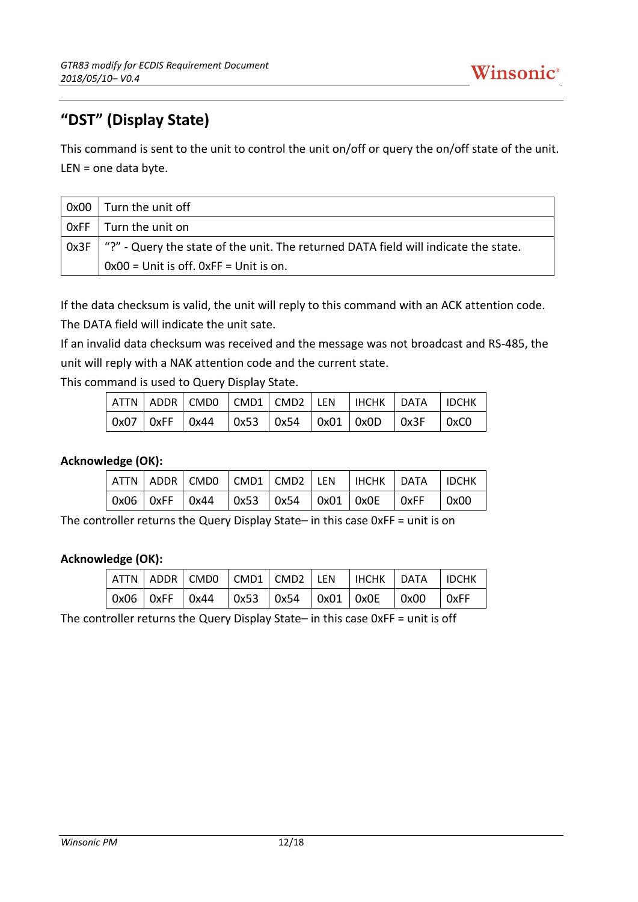## "DST" (Display State)

This command is sent to the unit to control the unit on/off or query the on/off state of the unit.
LEN = one data byte.

| | |
|---|---|
| 0x00 | Turn the unit off |
| 0xFF | Turn the unit on |
| 0x3F | "?" - Query the state of the unit. The returned DATA field will indicate the state. 0x00 = Unit is off. 0xFF = Unit is on. |

If the data checksum is valid, the unit will reply to this command with an ACK attention code. The DATA field will indicate the unit sate.
If an invalid data checksum was received and the message was not broadcast and RS-485, the unit will reply with a NAK attention code and the current state.
This command is used to Query Display State.

| ATTN | ADDR | CMD0 | CMD1 | CMD2 | LEN | IHCHK | DATA | IDCHK |
|---|---|---|---|---|---|---|---|---|
| 0x07 | 0xFF | 0x44 | 0x53 | 0x54 | 0x01 | 0x0D | 0x3F | 0xC0 |

**Acknowledge (OK):**

| ATTN | ADDR | CMD0 | CMD1 | CMD2 | LEN | IHCHK | DATA | IDCHK |
|---|---|---|---|---|---|---|---|---|
| 0x06 | 0xFF | 0x44 | 0x53 | 0x54 | 0x01 | 0x0E | 0xFF | 0x00 |

The controller returns the Query Display State– in this case 0xFF = unit is on

**Acknowledge (OK):**

| ATTN | ADDR | CMD0 | CMD1 | CMD2 | LEN | IHCHK | DATA | IDCHK |
|---|---|---|---|---|---|---|---|---|
| 0x06 | 0xFF | 0x44 | 0x53 | 0x54 | 0x01 | 0x0E | 0x00 | 0xFF |

The controller returns the Query Display State– in this case 0xFF = unit is off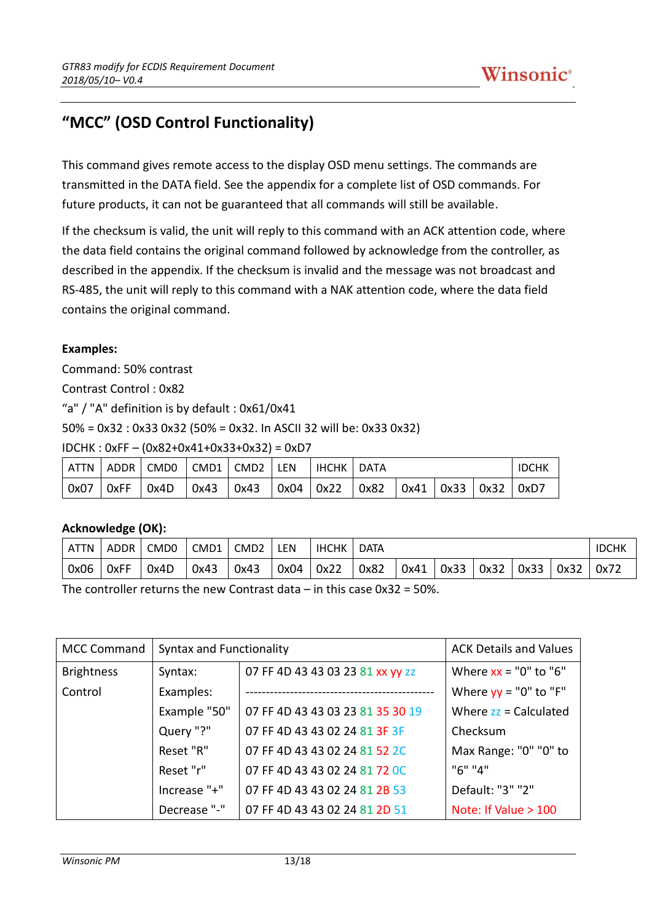# "MCC" (OSD Control Functionality)

This command gives remote access to the display OSD menu settings. The commands are transmitted in the DATA field. See the appendix for a complete list of OSD commands. For future products, it can not be guaranteed that all commands will still be available.

If the checksum is valid, the unit will reply to this command with an ACK attention code, where the data field contains the original command followed by acknowledge from the controller, as described in the appendix. If the checksum is invalid and the message was not broadcast and RS-485, the unit will reply to this command with a NAK attention code, where the data field contains the original command.

**Examples:**

Command: 50% contrast

Contrast Control : 0x82

"a" / "A" definition is by default : 0x61/0x41

50% = 0x32 : 0x33 0x32 (50% = 0x32. In ASCII 32 will be: 0x33 0x32)

IDCHK : 0xFF – (0x82+0x41+0x33+0x32) = 0xD7

| ATTN | ADDR | CMD0 | CMD1 | CMD2 | LEN | IHCHK | DATA | | | | IDCHK |
|---|---|---|---|---|---|---|---|---|---|---|---|
| 0x07 | 0xFF | 0x4D | 0x43 | 0x43 | 0x04 | 0x22 | 0x82 | 0x41 | 0x33 | 0x32 | 0xD7 |

**Acknowledge (OK):**

| ATTN | ADDR | CMD0 | CMD1 | CMD2 | LEN | IHCHK | DATA | | | | | | IDCHK |
|---|---|---|---|---|---|---|---|---|---|---|---|---|---|
| 0x06 | 0xFF | 0x4D | 0x43 | 0x43 | 0x04 | 0x22 | 0x82 | 0x41 | 0x33 | 0x32 | 0x33 | 0x32 | 0x72 |

The controller returns the new Contrast data – in this case 0x32 = 50%.

| MCC Command | Syntax and Functionality | | ACK Details and Values |
|---|---|---|---|
| Brightness Control | Syntax: | 07 FF 4D 43 43 03 23 81 xx yy zz | Where xx = "0" to "6" |
| | Examples: | ---------------------------------------------- | Where yy = "0" to "F" |
| | Example "50" | 07 FF 4D 43 43 03 23 81 35 30 19 | Where zz = Calculated Checksum |
| | Query "?" | 07 FF 4D 43 43 02 24 81 3F 3F | Max Range: "0" "0" to "6" "4" |
| | Reset "R" | 07 FF 4D 43 43 02 24 81 52 2C | Default: "3" "2" |
| | Reset "r" | 07 FF 4D 43 43 02 24 81 72 0C | Note: If Value > 100 |
| | Increase "+" | 07 FF 4D 43 43 02 24 81 2B 53 | |
| | Decrease "-" | 07 FF 4D 43 43 02 24 81 2D 51 | |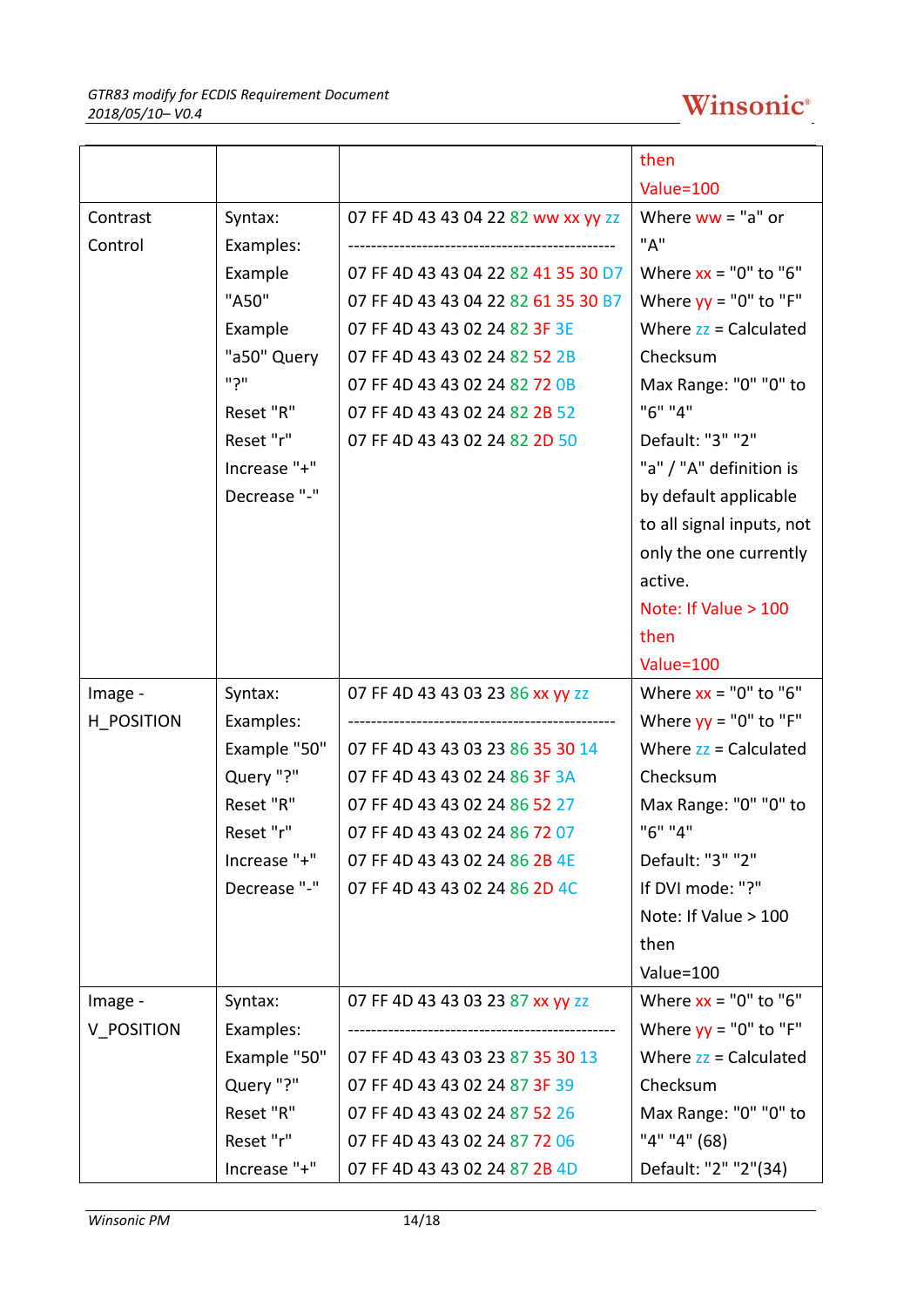| | | | |
|---|---|---|---|
| | | | then Value=100 |
| Contrast Control | Syntax:<br>Examples:<br>Example "A50"<br>Example "a50" Query "?"<br>Reset "R"<br>Reset "r"<br>Increase "+"<br>Decrease "-" | 07 FF 4D 43 43 04 22 82 ww xx yy zz<br>-----------------------------------------------<br>07 FF 4D 43 43 04 22 82 41 35 30 D7<br>07 FF 4D 43 43 04 22 82 61 35 30 B7<br>07 FF 4D 43 43 02 24 82 3F 3E<br>07 FF 4D 43 43 02 24 82 52 2B<br>07 FF 4D 43 43 02 24 82 72 0B<br>07 FF 4D 43 43 02 24 82 2B 52<br>07 FF 4D 43 43 02 24 82 2D 50 | Where ww = "a" or "A"<br>Where xx = "0" to "6"<br>Where yy = "0" to "F"<br>Where zz = Calculated Checksum<br>Max Range: "0" "0" to "6" "4"<br>Default: "3" "2"<br>"a" / "A" definition is by default applicable to all signal inputs, not only the one currently active.<br>Note: If Value > 100 then Value=100 |
| Image - H_POSITION | Syntax:<br>Examples:<br>Example "50"<br>Query "?"<br>Reset "R"<br>Reset "r"<br>Increase "+"<br>Decrease "-" | 07 FF 4D 43 43 03 23 86 xx yy zz<br>-----------------------------------------------<br>07 FF 4D 43 43 03 23 86 35 30 14<br>07 FF 4D 43 43 02 24 86 3F 3A<br>07 FF 4D 43 43 02 24 86 52 27<br>07 FF 4D 43 43 02 24 86 72 07<br>07 FF 4D 43 43 02 24 86 2B 4E<br>07 FF 4D 43 43 02 24 86 2D 4C | Where xx = "0" to "6"<br>Where yy = "0" to "F"<br>Where zz = Calculated Checksum<br>Max Range: "0" "0" to "6" "4"<br>Default: "3" "2"<br>If DVI mode: "?"<br>Note: If Value > 100 then Value=100 |
| Image - V_POSITION | Syntax:<br>Examples:<br>Example "50"<br>Query "?"<br>Reset "R"<br>Reset "r"<br>Increase "+" | 07 FF 4D 43 43 03 23 87 xx yy zz<br>-----------------------------------------------<br>07 FF 4D 43 43 03 23 87 35 30 13<br>07 FF 4D 43 43 02 24 87 3F 39<br>07 FF 4D 43 43 02 24 87 52 26<br>07 FF 4D 43 43 02 24 87 72 06<br>07 FF 4D 43 43 02 24 87 2B 4D | Where xx = "0" to "6"<br>Where yy = "0" to "F"<br>Where zz = Calculated Checksum<br>Max Range: "0" "0" to "4" "4" (68)<br>Default: "2" "2"(34) |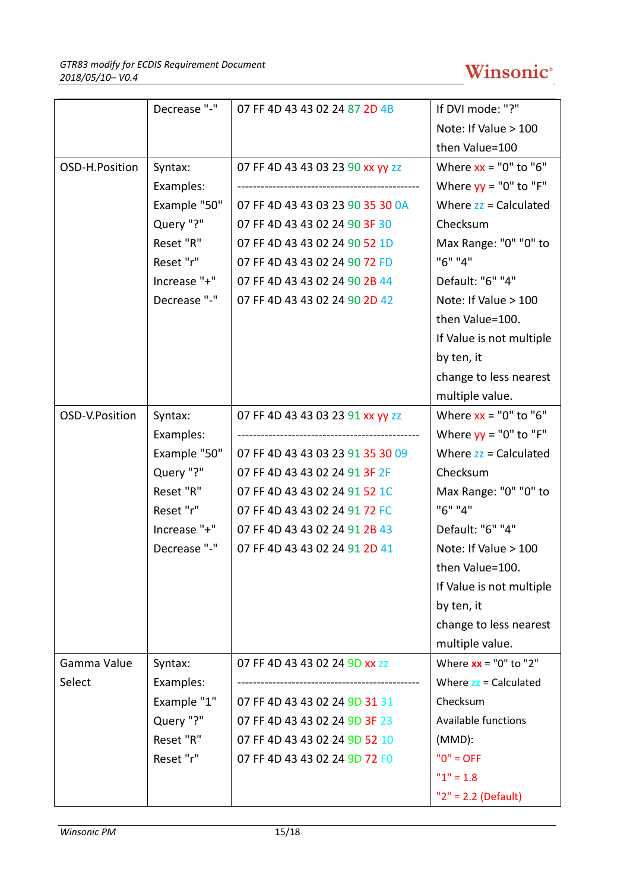| | | | |
|---|---|---|---|
| | Decrease "-" | 07 FF 4D 43 43 02 24 87 2D 4B | If DVI mode: "?"<br>Note: If Value > 100 then Value=100 |
| OSD-H.Position | Syntax:<br>Examples:<br>Example "50"<br>Query "?"<br>Reset "R"<br>Reset "r"<br>Increase "+"<br>Decrease "-" | 07 FF 4D 43 43 03 23 90 xx yy zz<br>----------------------------------------------<br>07 FF 4D 43 43 03 23 90 35 30 0A<br>07 FF 4D 43 43 02 24 90 3F 30<br>07 FF 4D 43 43 02 24 90 52 1D<br>07 FF 4D 43 43 02 24 90 72 FD<br>07 FF 4D 43 43 02 24 90 2B 44<br>07 FF 4D 43 43 02 24 90 2D 42 | Where xx = "0" to "6"<br>Where yy = "0" to "F"<br>Where zz = Calculated Checksum<br>Max Range: "0" "0" to "6" "4"<br>Default: "6" "4"<br>Note: If Value > 100 then Value=100.<br>If Value is not multiple by ten, it change to less nearest multiple value. |
| OSD-V.Position | Syntax:<br>Examples:<br>Example "50"<br>Query "?"<br>Reset "R"<br>Reset "r"<br>Increase "+"<br>Decrease "-" | 07 FF 4D 43 43 03 23 91 xx yy zz<br>----------------------------------------------<br>07 FF 4D 43 43 03 23 91 35 30 09<br>07 FF 4D 43 43 02 24 91 3F 2F<br>07 FF 4D 43 43 02 24 91 52 1C<br>07 FF 4D 43 43 02 24 91 72 FC<br>07 FF 4D 43 43 02 24 91 2B 43<br>07 FF 4D 43 43 02 24 91 2D 41 | Where xx = "0" to "6"<br>Where yy = "0" to "F"<br>Where zz = Calculated Checksum<br>Max Range: "0" "0" to "6" "4"<br>Default: "6" "4"<br>Note: If Value > 100 then Value=100.<br>If Value is not multiple by ten, it change to less nearest multiple value. |
| Gamma Value Select | Syntax:<br>Examples:<br>Example "1"<br>Query "?"<br>Reset "R"<br>Reset "r" | 07 FF 4D 43 43 02 24 9D xx zz<br>----------------------------------------------<br>07 FF 4D 43 43 02 24 9D 31 31<br>07 FF 4D 43 43 02 24 9D 3F 23<br>07 FF 4D 43 43 02 24 9D 52 10<br>07 FF 4D 43 43 02 24 9D 72 F0 | Where **xx** = "0" to "2"<br>Where zz = Calculated Checksum<br>Available functions (MMD):<br>"0" = OFF<br>"1" = 1.8<br>"2" = 2.2 (Default) |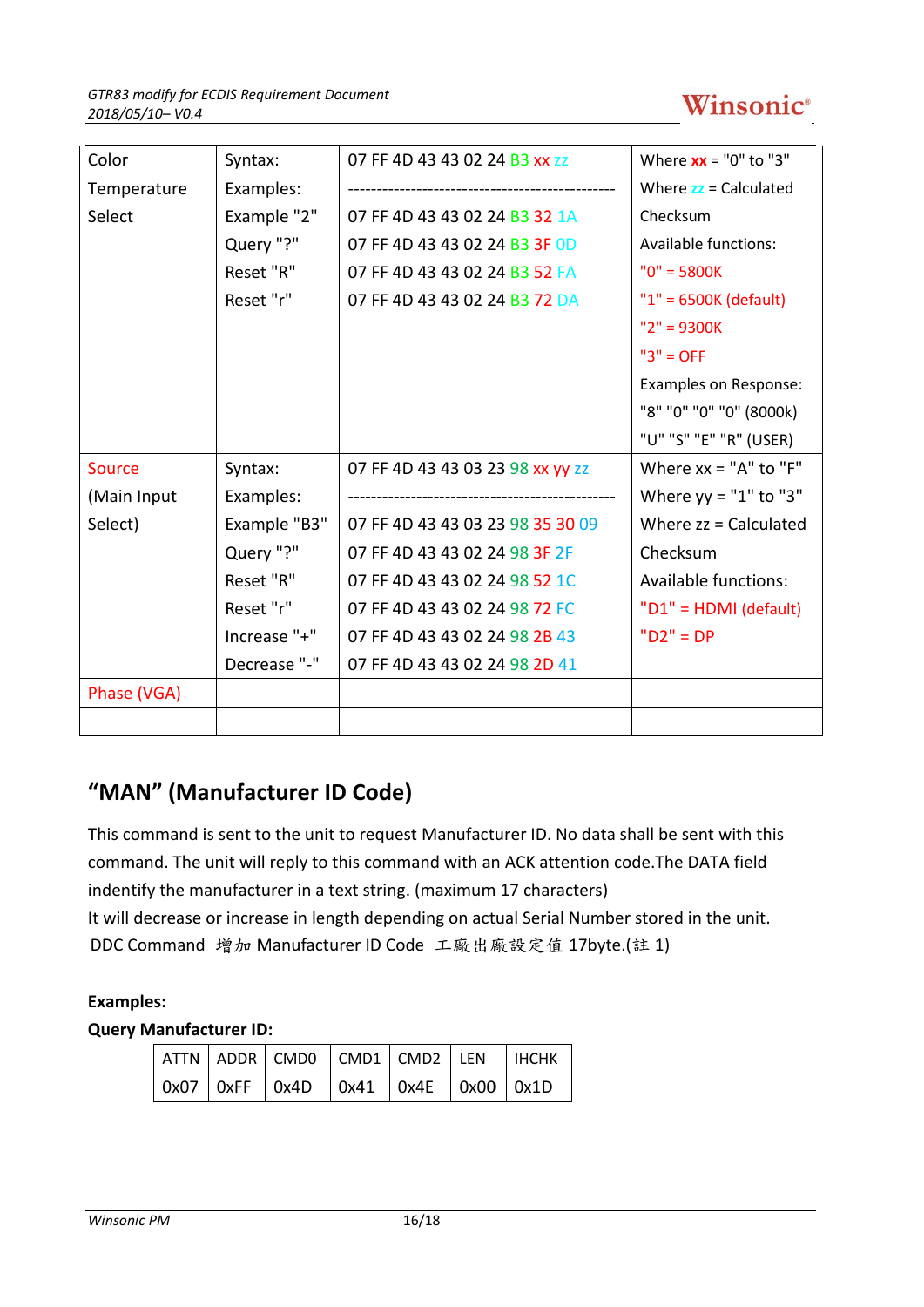| Color Temperature Select | Syntax:<br>Examples:<br>Example "2"<br>Query "?"<br>Reset "R"<br>Reset "r" | 07 FF 4D 43 43 02 24 B3 xx zz<br>-----------------------------------------------<br>07 FF 4D 43 43 02 24 B3 32 1A<br>07 FF 4D 43 43 02 24 B3 3F 0D<br>07 FF 4D 43 43 02 24 B3 52 FA<br>07 FF 4D 43 43 02 24 B3 72 DA | Where **xx** = "0" to "3"<br>Where **zz** = Calculated Checksum<br>Available functions:<br>"0" = 5800K<br>"1" = 6500K (default)<br>"2" = 9300K<br>"3" = OFF<br>Examples on Response:<br>"8" "0" "0" "0" (8000k)<br>"U" "S" "E" "R" (USER) |
|---|---|---|---|
| Source (Main Input Select) | Syntax:<br>Examples:<br>Example "B3"<br>Query "?"<br>Reset "R"<br>Reset "r"<br>Increase "+"<br>Decrease "-" | 07 FF 4D 43 43 03 23 98 xx yy zz<br>-----------------------------------------------<br>07 FF 4D 43 43 03 23 98 35 30 09<br>07 FF 4D 43 43 02 24 98 3F 2F<br>07 FF 4D 43 43 02 24 98 52 1C<br>07 FF 4D 43 43 02 24 98 72 FC<br>07 FF 4D 43 43 02 24 98 2B 43<br>07 FF 4D 43 43 02 24 98 2D 41 | Where xx = "A" to "F"<br>Where yy = "1" to "3"<br>Where zz = Calculated Checksum<br>Available functions:<br>"D1" = HDMI (default)<br>"D2" = DP |
| Phase (VGA) | | | |
| | | | |

## "MAN" (Manufacturer ID Code)

This command is sent to the unit to request Manufacturer ID. No data shall be sent with this command. The unit will reply to this command with an ACK attention code.The DATA field indentify the manufacturer in a text string. (maximum 17 characters)
It will decrease or increase in length depending on actual Serial Number stored in the unit.
DDC Command 增加 Manufacturer ID Code 工廠出廠設定值 17byte.(註 1)

**Examples:**

**Query Manufacturer ID:**

| ATTN | ADDR | CMD0 | CMD1 | CMD2 | LEN | IHCHK |
|---|---|---|---|---|---|---|
| 0x07 | 0xFF | 0x4D | 0x41 | 0x4E | 0x00 | 0x1D |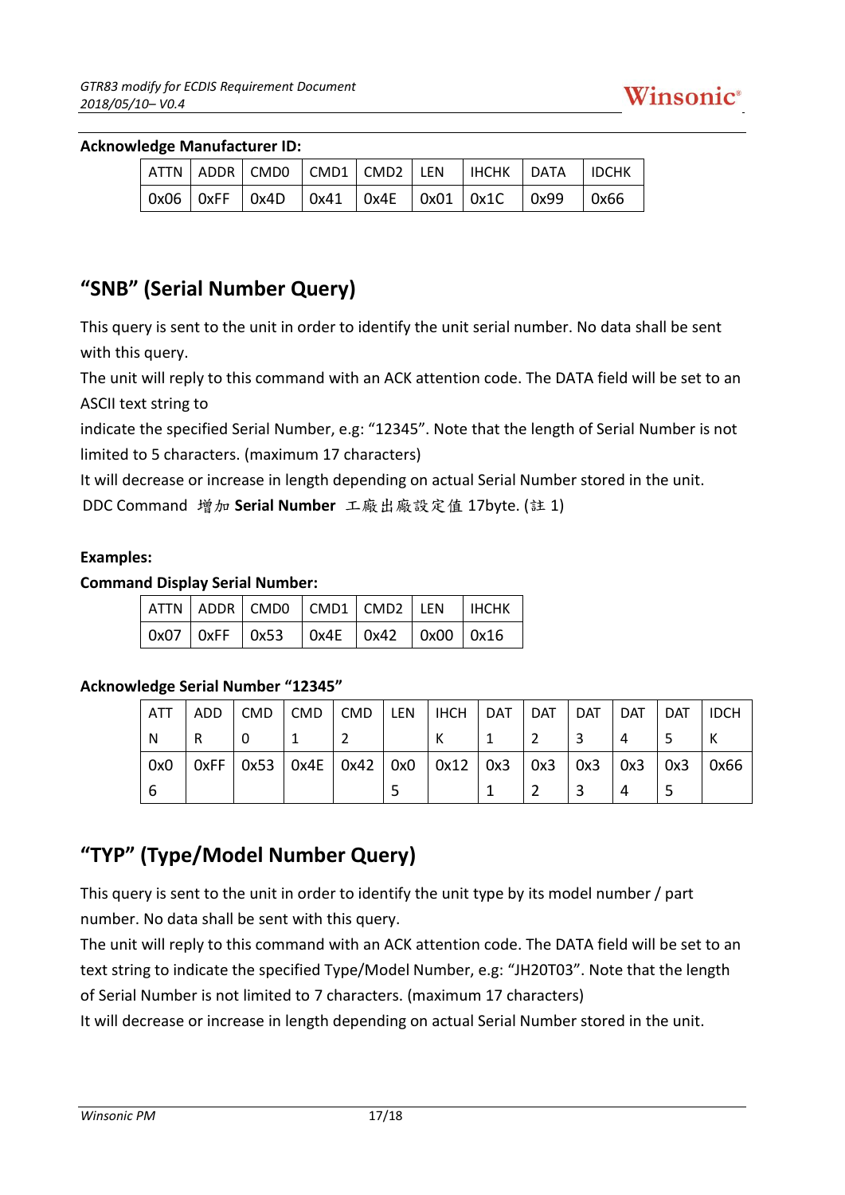**Acknowledge Manufacturer ID:**

| ATTN | ADDR | CMD0 | CMD1 | CMD2 | LEN | IHCHK | DATA | IDCHK |
|---|---|---|---|---|---|---|---|---|
| 0x06 | 0xFF | 0x4D | 0x41 | 0x4E | 0x01 | 0x1C | 0x99 | 0x66 |

## "SNB" (Serial Number Query)

This query is sent to the unit in order to identify the unit serial number. No data shall be sent with this query.

The unit will reply to this command with an ACK attention code. The DATA field will be set to an ASCII text string to

indicate the specified Serial Number, e.g: "12345". Note that the length of Serial Number is not limited to 5 characters. (maximum 17 characters)

It will decrease or increase in length depending on actual Serial Number stored in the unit.

DDC Command 增加 **Serial Number** 工廠出廠設定值 17byte. (註 1)

**Examples:**

**Command Display Serial Number:**

| ATTN | ADDR | CMD0 | CMD1 | CMD2 | LEN | IHCHK |
|---|---|---|---|---|---|---|
| 0x07 | 0xFF | 0x53 | 0x4E | 0x42 | 0x00 | 0x16 |

**Acknowledge Serial Number "12345"**

| ATTN | ADDR | CMD0 | CMD1 | CMD2 | LEN | IHCHK | DAT1 | DAT2 | DAT3 | DAT4 | DAT5 | IDCHK |
|---|---|---|---|---|---|---|---|---|---|---|---|---|
| 0x06 | 0xFF | 0x53 | 0x4E | 0x42 | 0x05 | 0x12 | 0x31 | 0x32 | 0x33 | 0x34 | 0x35 | 0x66 |

## "TYP" (Type/Model Number Query)

This query is sent to the unit in order to identify the unit type by its model number / part number. No data shall be sent with this query.

The unit will reply to this command with an ACK attention code. The DATA field will be set to an text string to indicate the specified Type/Model Number, e.g: "JH20T03". Note that the length of Serial Number is not limited to 7 characters. (maximum 17 characters)

It will decrease or increase in length depending on actual Serial Number stored in the unit.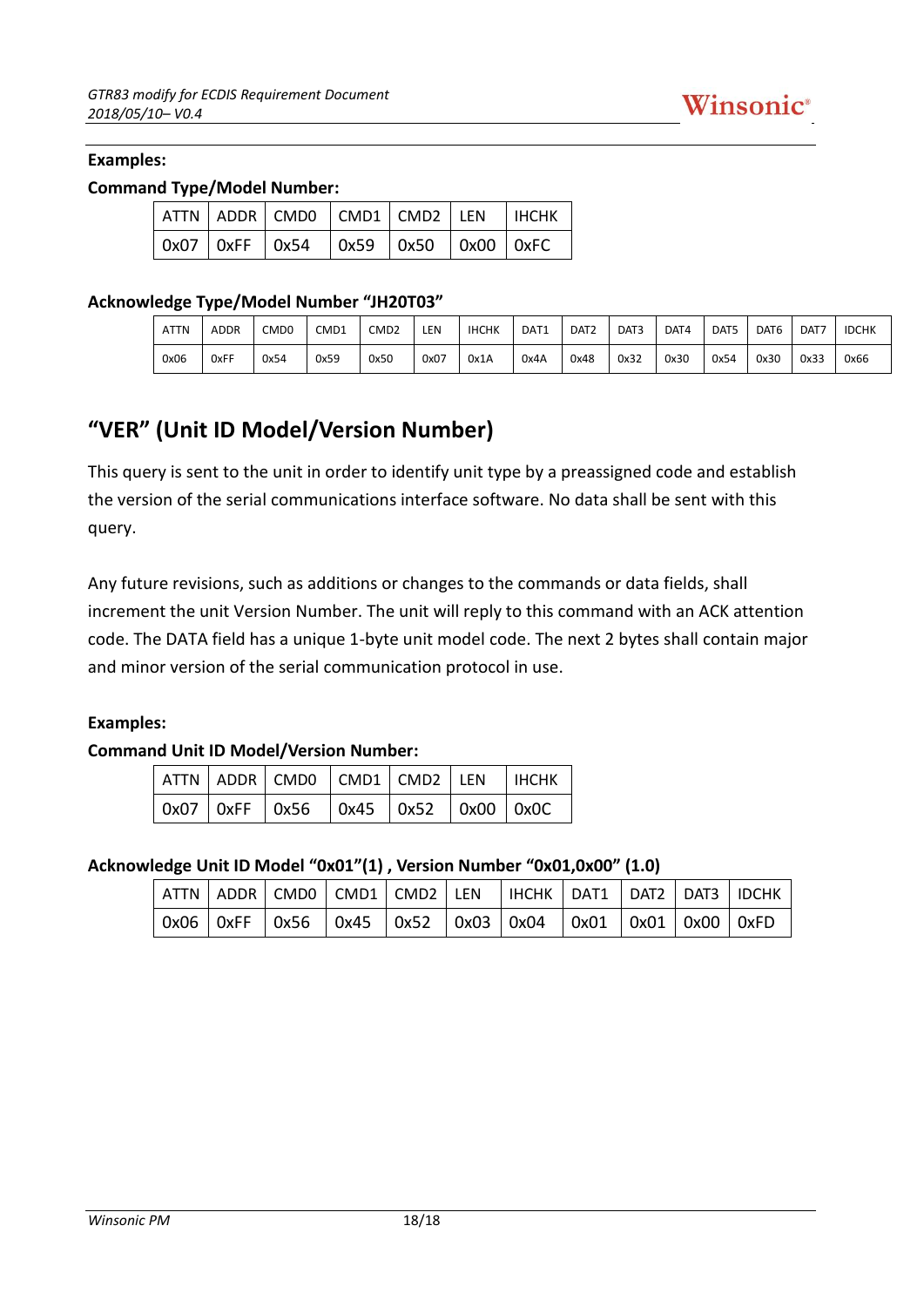**Examples:**

**Command Type/Model Number:**

| ATTN | ADDR | CMD0 | CMD1 | CMD2 | LEN | IHCHK |
|---|---|---|---|---|---|---|
| 0x07 | 0xFF | 0x54 | 0x59 | 0x50 | 0x00 | 0xFC |

**Acknowledge Type/Model Number "JH20T03"**

| ATTN | ADDR | CMD0 | CMD1 | CMD2 | LEN | IHCHK | DAT1 | DAT2 | DAT3 | DAT4 | DAT5 | DAT6 | DAT7 | IDCHK |
|---|---|---|---|---|---|---|---|---|---|---|---|---|---|---|
| 0x06 | 0xFF | 0x54 | 0x59 | 0x50 | 0x07 | 0x1A | 0x4A | 0x48 | 0x32 | 0x30 | 0x54 | 0x30 | 0x33 | 0x66 |

# "VER" (Unit ID Model/Version Number)

This query is sent to the unit in order to identify unit type by a preassigned code and establish the version of the serial communications interface software. No data shall be sent with this query.

Any future revisions, such as additions or changes to the commands or data fields, shall increment the unit Version Number. The unit will reply to this command with an ACK attention code. The DATA field has a unique 1-byte unit model code. The next 2 bytes shall contain major and minor version of the serial communication protocol in use.

**Examples:**

**Command Unit ID Model/Version Number:**

| ATTN | ADDR | CMD0 | CMD1 | CMD2 | LEN | IHCHK |
|---|---|---|---|---|---|---|
| 0x07 | 0xFF | 0x56 | 0x45 | 0x52 | 0x00 | 0x0C |

**Acknowledge Unit ID Model "0x01"(1) , Version Number "0x01,0x00" (1.0)**

| ATTN | ADDR | CMD0 | CMD1 | CMD2 | LEN | IHCHK | DAT1 | DAT2 | DAT3 | IDCHK |
|---|---|---|---|---|---|---|---|---|---|---|
| 0x06 | 0xFF | 0x56 | 0x45 | 0x52 | 0x03 | 0x04 | 0x01 | 0x01 | 0x00 | 0xFD |